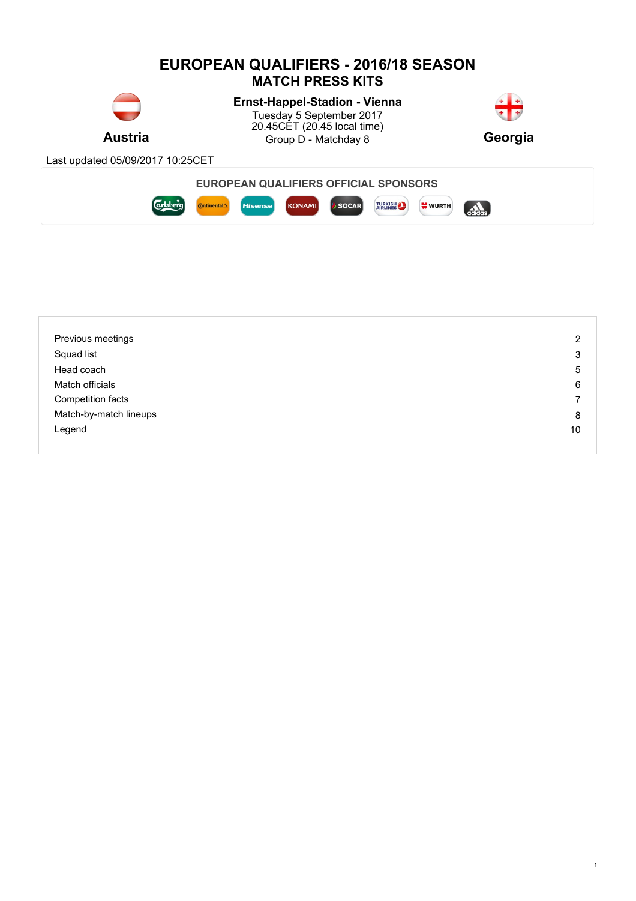# EUROPEAN QUALIFIERS - 2016/18 SEASON
## MATCH PRESS KITS

**Austria**

**Ernst-Happel-Stadion - Vienna**
Tuesday 5 September 2017
20.45CET (20.45 local time)
Group D - Matchday 8

**Georgia**

Last updated 05/09/2017 10:25CET

**EUROPEAN QUALIFIERS OFFICIAL SPONSORS**

| | |
|---|---|
| Previous meetings | 2 |
| Squad list | 3 |
| Head coach | 5 |
| Match officials | 6 |
| Competition facts | 7 |
| Match-by-match lineups | 8 |
| Legend | 10 |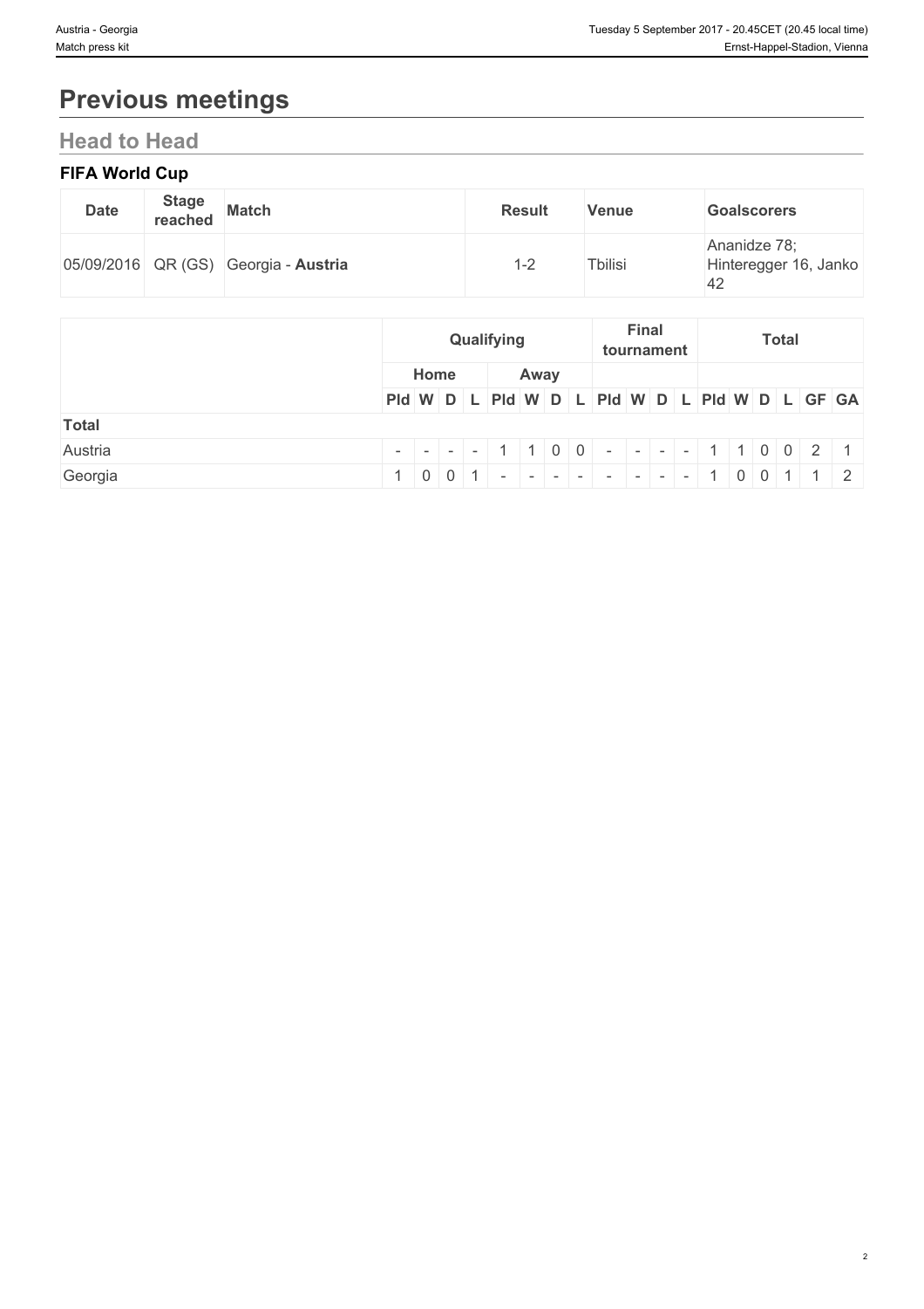# Previous meetings

## Head to Head

### FIFA World Cup

| Date | Stage reached | Match | Result | Venue | Goalscorers |
|---|---|---|---|---|---|
| 05/09/2016 | QR (GS) | Georgia - **Austria** | 1-2 | Tbilisi | Ananidze 78; Hinteregger 16, Janko 42 |

| | Qualifying | | | | | | | | Final tournament | | | | Total | | | | | |
|---|---|---|---|---|---|---|---|---|---|---|---|---|---|---|---|---|---|---|
| | Home | | | | Away | | | | | | | | | | | | | |
| | Pld | W | D | L | Pld | W | D | L | Pld | W | D | L | Pld | W | D | L | GF | GA |
| **Total** | | | | | | | | | | | | | | | | | | |
| Austria | - | - | - | - | 1 | 1 | 0 | 0 | - | - | - | - | 1 | 1 | 0 | 0 | 2 | 1 |
| Georgia | 1 | 0 | 0 | 1 | - | - | - | - | - | - | - | - | 1 | 0 | 0 | 1 | 1 | 2 |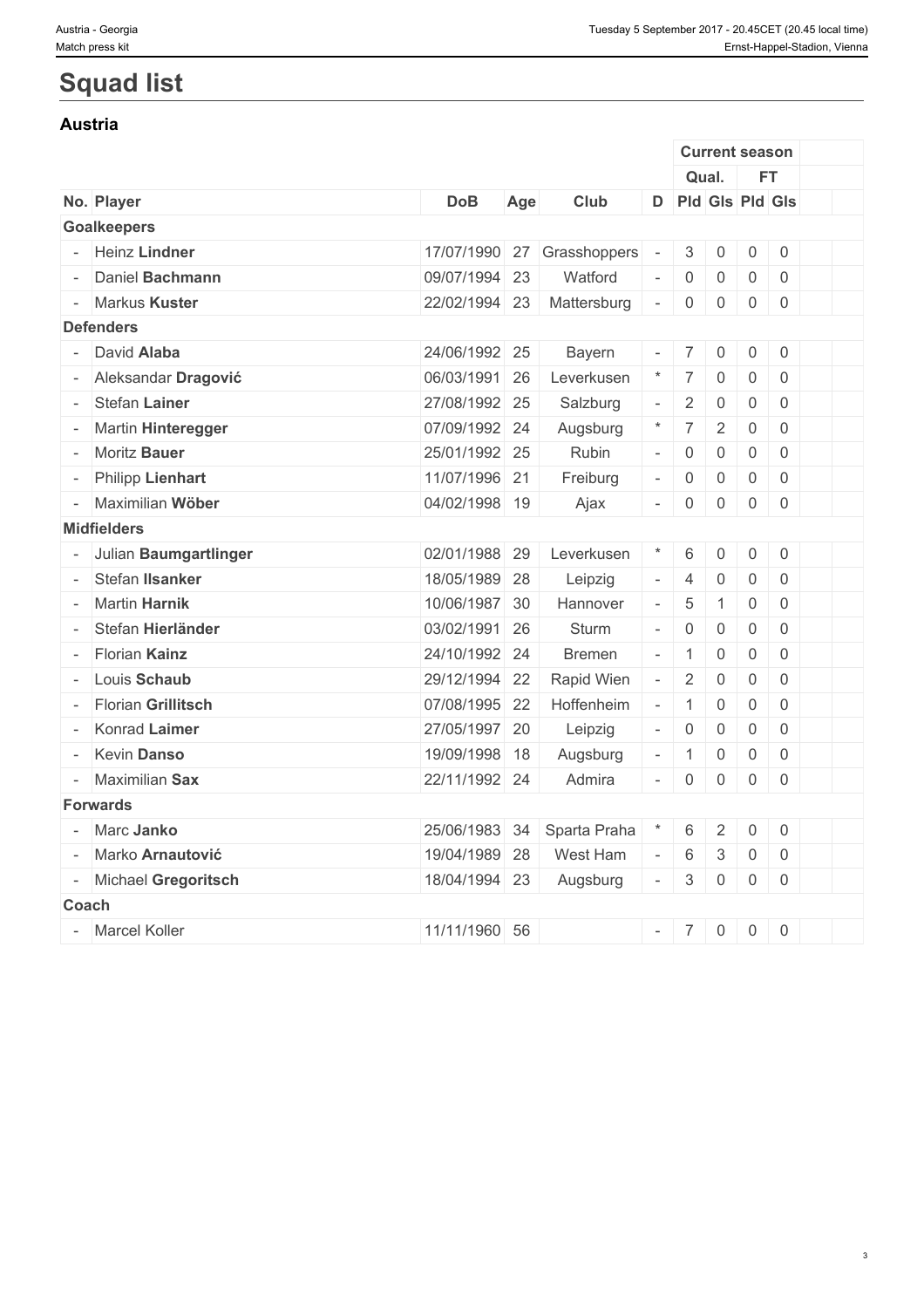# Squad list

## Austria

| No. | Player | DoB | Age | Club | D | Current season | | | | | |
|---|---|---|---|---|---|---|---|---|---|---|---|
| | | | | | | Qual. | | FT | | | |
| | | | | | | Pld | Gls | Pld | Gls | | |
| **Goalkeepers** | | | | | | | | | | | |
| - | Heinz **Lindner** | 17/07/1990 | 27 | Grasshoppers | - | 3 | 0 | 0 | 0 | | |
| - | Daniel **Bachmann** | 09/07/1994 | 23 | Watford | - | 0 | 0 | 0 | 0 | | |
| - | Markus **Kuster** | 22/02/1994 | 23 | Mattersburg | - | 0 | 0 | 0 | 0 | | |
| **Defenders** | | | | | | | | | | | |
| - | David **Alaba** | 24/06/1992 | 25 | Bayern | - | 7 | 0 | 0 | 0 | | |
| - | Aleksandar **Dragović** | 06/03/1991 | 26 | Leverkusen | * | 7 | 0 | 0 | 0 | | |
| - | Stefan **Lainer** | 27/08/1992 | 25 | Salzburg | - | 2 | 0 | 0 | 0 | | |
| - | Martin **Hinteregger** | 07/09/1992 | 24 | Augsburg | * | 7 | 2 | 0 | 0 | | |
| - | Moritz **Bauer** | 25/01/1992 | 25 | Rubin | - | 0 | 0 | 0 | 0 | | |
| - | Philipp **Lienhart** | 11/07/1996 | 21 | Freiburg | - | 0 | 0 | 0 | 0 | | |
| - | Maximilian **Wöber** | 04/02/1998 | 19 | Ajax | - | 0 | 0 | 0 | 0 | | |
| **Midfielders** | | | | | | | | | | | |
| - | Julian **Baumgartlinger** | 02/01/1988 | 29 | Leverkusen | * | 6 | 0 | 0 | 0 | | |
| - | Stefan **Ilsanker** | 18/05/1989 | 28 | Leipzig | - | 4 | 0 | 0 | 0 | | |
| - | Martin **Harnik** | 10/06/1987 | 30 | Hannover | - | 5 | 1 | 0 | 0 | | |
| - | Stefan **Hierländer** | 03/02/1991 | 26 | Sturm | - | 0 | 0 | 0 | 0 | | |
| - | Florian **Kainz** | 24/10/1992 | 24 | Bremen | - | 1 | 0 | 0 | 0 | | |
| - | Louis **Schaub** | 29/12/1994 | 22 | Rapid Wien | - | 2 | 0 | 0 | 0 | | |
| - | Florian **Grillitsch** | 07/08/1995 | 22 | Hoffenheim | - | 1 | 0 | 0 | 0 | | |
| - | Konrad **Laimer** | 27/05/1997 | 20 | Leipzig | - | 0 | 0 | 0 | 0 | | |
| - | Kevin **Danso** | 19/09/1998 | 18 | Augsburg | - | 1 | 0 | 0 | 0 | | |
| - | Maximilian **Sax** | 22/11/1992 | 24 | Admira | - | 0 | 0 | 0 | 0 | | |
| **Forwards** | | | | | | | | | | | |
| - | Marc **Janko** | 25/06/1983 | 34 | Sparta Praha | * | 6 | 2 | 0 | 0 | | |
| - | Marko **Arnautović** | 19/04/1989 | 28 | West Ham | - | 6 | 3 | 0 | 0 | | |
| - | Michael **Gregoritsch** | 18/04/1994 | 23 | Augsburg | - | 3 | 0 | 0 | 0 | | |
| **Coach** | | | | | | | | | | | |
| - | Marcel Koller | 11/11/1960 | 56 | | - | 7 | 0 | 0 | 0 | | |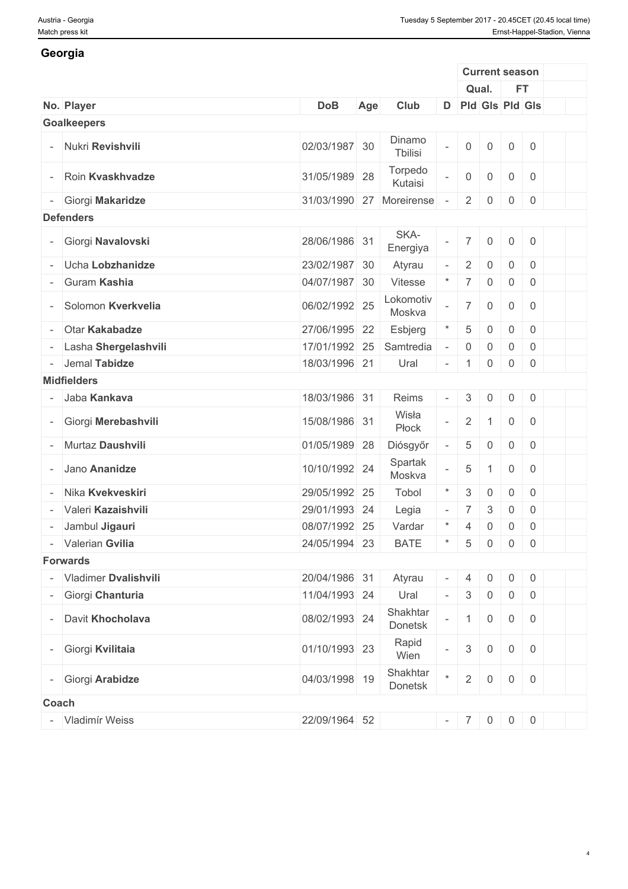## Georgia

| No. | Player | DoB | Age | Club | D | Current season | | | | | |
|---|---|---|---|---|---|---|---|---|---|---|---|
| | | | | | | Qual. | | FT | | | |
| | | | | | | Pld | Gls | Pld | Gls | | |
| **Goalkeepers** | | | | | | | | | | | |
| - | Nukri **Revishvili** | 02/03/1987 | 30 | Dinamo Tbilisi | - | 0 | 0 | 0 | 0 | | |
| - | Roin **Kvaskhvadze** | 31/05/1989 | 28 | Torpedo Kutaisi | - | 0 | 0 | 0 | 0 | | |
| - | Giorgi **Makaridze** | 31/03/1990 | 27 | Moreirense | - | 2 | 0 | 0 | 0 | | |
| **Defenders** | | | | | | | | | | | |
| - | Giorgi **Navalovski** | 28/06/1986 | 31 | SKA-Energiya | - | 7 | 0 | 0 | 0 | | |
| - | Ucha **Lobzhanidze** | 23/02/1987 | 30 | Atyrau | - | 2 | 0 | 0 | 0 | | |
| - | Guram **Kashia** | 04/07/1987 | 30 | Vitesse | * | 7 | 0 | 0 | 0 | | |
| - | Solomon **Kverkvelia** | 06/02/1992 | 25 | Lokomotiv Moskva | - | 7 | 0 | 0 | 0 | | |
| - | Otar **Kakabadze** | 27/06/1995 | 22 | Esbjerg | * | 5 | 0 | 0 | 0 | | |
| - | Lasha **Shergelashvili** | 17/01/1992 | 25 | Samtredia | - | 0 | 0 | 0 | 0 | | |
| - | Jemal **Tabidze** | 18/03/1996 | 21 | Ural | - | 1 | 0 | 0 | 0 | | |
| **Midfielders** | | | | | | | | | | | |
| - | Jaba **Kankava** | 18/03/1986 | 31 | Reims | - | 3 | 0 | 0 | 0 | | |
| - | Giorgi **Merebashvili** | 15/08/1986 | 31 | Wisła Płock | - | 2 | 1 | 0 | 0 | | |
| - | Murtaz **Daushvili** | 01/05/1989 | 28 | Diósgyőr | - | 5 | 0 | 0 | 0 | | |
| - | Jano **Ananidze** | 10/10/1992 | 24 | Spartak Moskva | - | 5 | 1 | 0 | 0 | | |
| - | Nika **Kvekveskiri** | 29/05/1992 | 25 | Tobol | * | 3 | 0 | 0 | 0 | | |
| - | Valeri **Kazaishvili** | 29/01/1993 | 24 | Legia | - | 7 | 3 | 0 | 0 | | |
| - | Jambul **Jigauri** | 08/07/1992 | 25 | Vardar | * | 4 | 0 | 0 | 0 | | |
| - | Valerian **Gvilia** | 24/05/1994 | 23 | BATE | * | 5 | 0 | 0 | 0 | | |
| **Forwards** | | | | | | | | | | | |
| - | Vladimer **Dvalishvili** | 20/04/1986 | 31 | Atyrau | - | 4 | 0 | 0 | 0 | | |
| - | Giorgi **Chanturia** | 11/04/1993 | 24 | Ural | - | 3 | 0 | 0 | 0 | | |
| - | Davit **Khocholava** | 08/02/1993 | 24 | Shakhtar Donetsk | - | 1 | 0 | 0 | 0 | | |
| - | Giorgi **Kvilitaia** | 01/10/1993 | 23 | Rapid Wien | - | 3 | 0 | 0 | 0 | | |
| - | Giorgi **Arabidze** | 04/03/1998 | 19 | Shakhtar Donetsk | * | 2 | 0 | 0 | 0 | | |
| **Coach** | | | | | | | | | | | |
| - | Vladimír Weiss | 22/09/1964 | 52 | | - | 7 | 0 | 0 | 0 | | |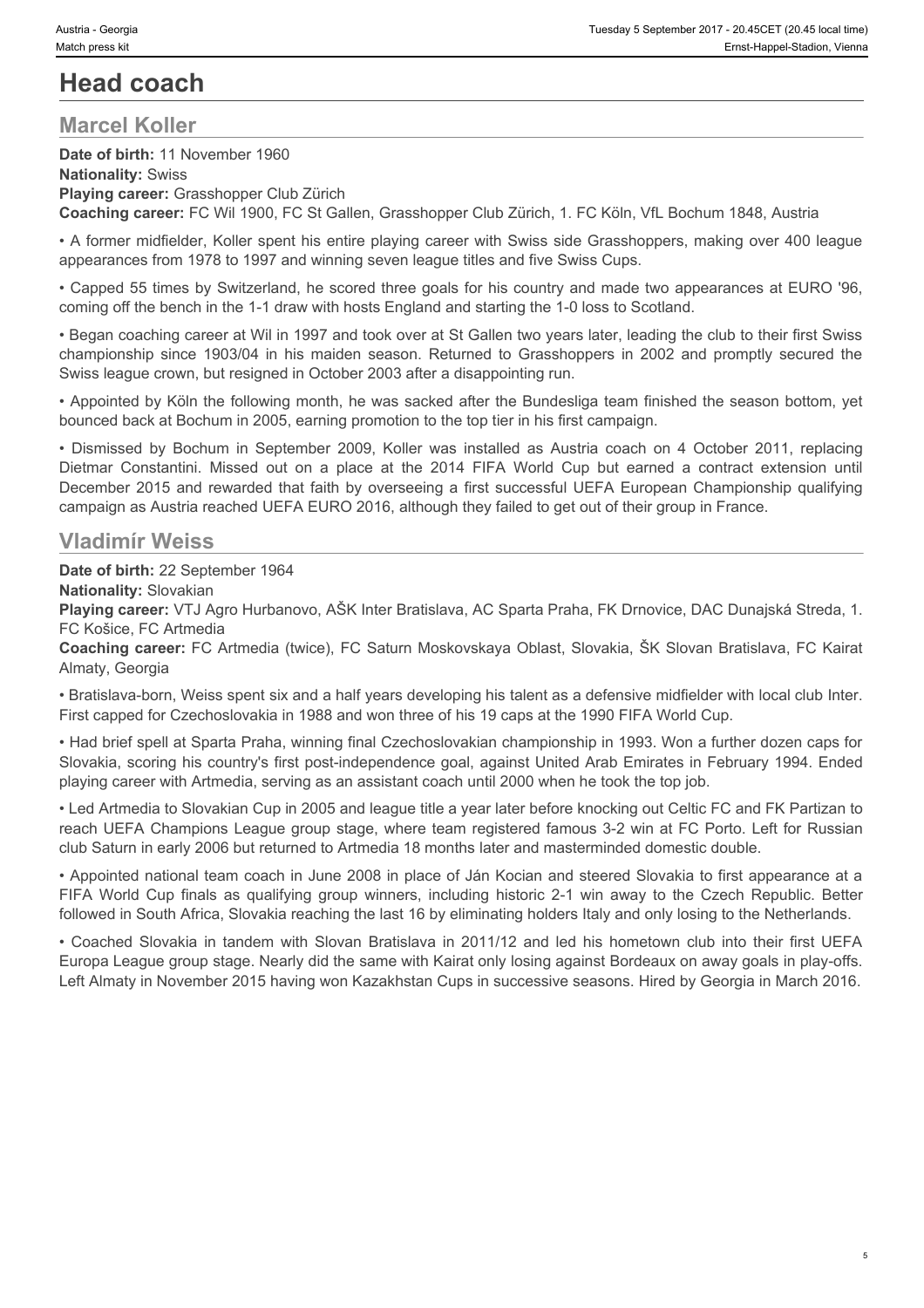# Head coach

## Marcel Koller

**Date of birth:** 11 November 1960
**Nationality:** Swiss
**Playing career:** Grasshopper Club Zürich
**Coaching career:** FC Wil 1900, FC St Gallen, Grasshopper Club Zürich, 1. FC Köln, VfL Bochum 1848, Austria

• A former midfielder, Koller spent his entire playing career with Swiss side Grasshoppers, making over 400 league appearances from 1978 to 1997 and winning seven league titles and five Swiss Cups.

• Capped 55 times by Switzerland, he scored three goals for his country and made two appearances at EURO '96, coming off the bench in the 1-1 draw with hosts England and starting the 1-0 loss to Scotland.

• Began coaching career at Wil in 1997 and took over at St Gallen two years later, leading the club to their first Swiss championship since 1903/04 in his maiden season. Returned to Grasshoppers in 2002 and promptly secured the Swiss league crown, but resigned in October 2003 after a disappointing run.

• Appointed by Köln the following month, he was sacked after the Bundesliga team finished the season bottom, yet bounced back at Bochum in 2005, earning promotion to the top tier in his first campaign.

• Dismissed by Bochum in September 2009, Koller was installed as Austria coach on 4 October 2011, replacing Dietmar Constantini. Missed out on a place at the 2014 FIFA World Cup but earned a contract extension until December 2015 and rewarded that faith by overseeing a first successful UEFA European Championship qualifying campaign as Austria reached UEFA EURO 2016, although they failed to get out of their group in France.

## Vladimír Weiss

**Date of birth:** 22 September 1964
**Nationality:** Slovakian
**Playing career:** VTJ Agro Hurbanovo, AŠK Inter Bratislava, AC Sparta Praha, FK Drnovice, DAC Dunajská Streda, 1. FC Košice, FC Artmedia
**Coaching career:** FC Artmedia (twice), FC Saturn Moskovskaya Oblast, Slovakia, ŠK Slovan Bratislava, FC Kairat Almaty, Georgia

• Bratislava-born, Weiss spent six and a half years developing his talent as a defensive midfielder with local club Inter. First capped for Czechoslovakia in 1988 and won three of his 19 caps at the 1990 FIFA World Cup.

• Had brief spell at Sparta Praha, winning final Czechoslovakian championship in 1993. Won a further dozen caps for Slovakia, scoring his country's first post-independence goal, against United Arab Emirates in February 1994. Ended playing career with Artmedia, serving as an assistant coach until 2000 when he took the top job.

• Led Artmedia to Slovakian Cup in 2005 and league title a year later before knocking out Celtic FC and FK Partizan to reach UEFA Champions League group stage, where team registered famous 3-2 win at FC Porto. Left for Russian club Saturn in early 2006 but returned to Artmedia 18 months later and masterminded domestic double.

• Appointed national team coach in June 2008 in place of Ján Kocian and steered Slovakia to first appearance at a FIFA World Cup finals as qualifying group winners, including historic 2-1 win away to the Czech Republic. Better followed in South Africa, Slovakia reaching the last 16 by eliminating holders Italy and only losing to the Netherlands.

• Coached Slovakia in tandem with Slovan Bratislava in 2011/12 and led his hometown club into their first UEFA Europa League group stage. Nearly did the same with Kairat only losing against Bordeaux on away goals in play-offs. Left Almaty in November 2015 having won Kazakhstan Cups in successive seasons. Hired by Georgia in March 2016.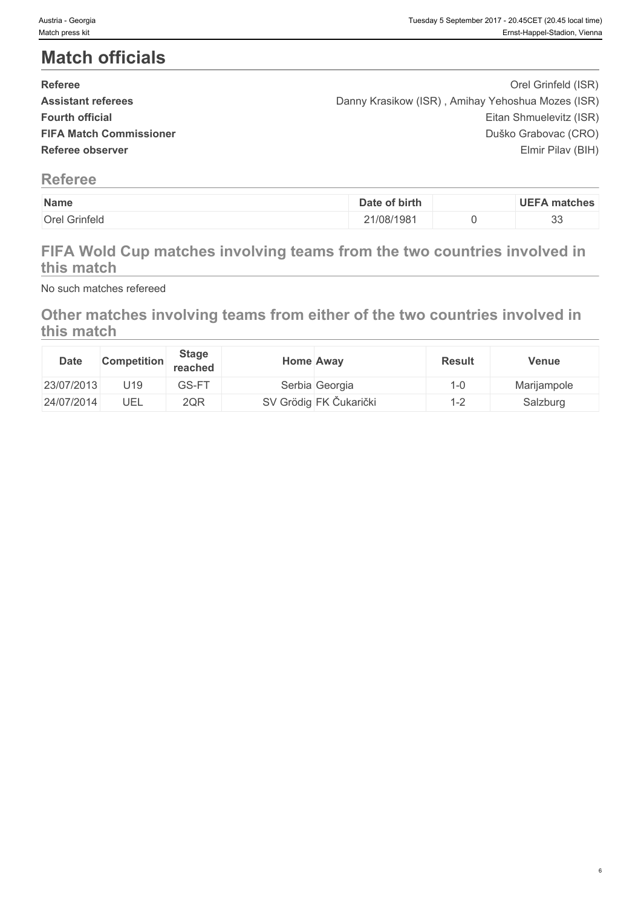# Match officials

| | |
|---|---|
| **Referee** | Orel Grinfeld (ISR) |
| **Assistant referees** | Danny Krasikow (ISR) , Amihay Yehoshua Mozes (ISR) |
| **Fourth official** | Eitan Shmuelevitz (ISR) |
| **FIFA Match Commissioner** | Duško Grabovac (CRO) |
| **Referee observer** | Elmir Pilav (BIH) |

## Referee

| Name | Date of birth | | UEFA matches |
|---|---|---|---|
| Orel Grinfeld | 21/08/1981 | 0 | 33 |

## FIFA Wold Cup matches involving teams from the two countries involved in this match

No such matches refereed

## Other matches involving teams from either of the two countries involved in this match

| Date | Competition | Stage reached | Home | Away | Result | Venue |
|---|---|---|---|---|---|---|
| 23/07/2013 | U19 | GS-FT | Serbia | Georgia | 1-0 | Marijampole |
| 24/07/2014 | UEL | 2QR | SV Grödig | FK Čukarički | 1-2 | Salzburg |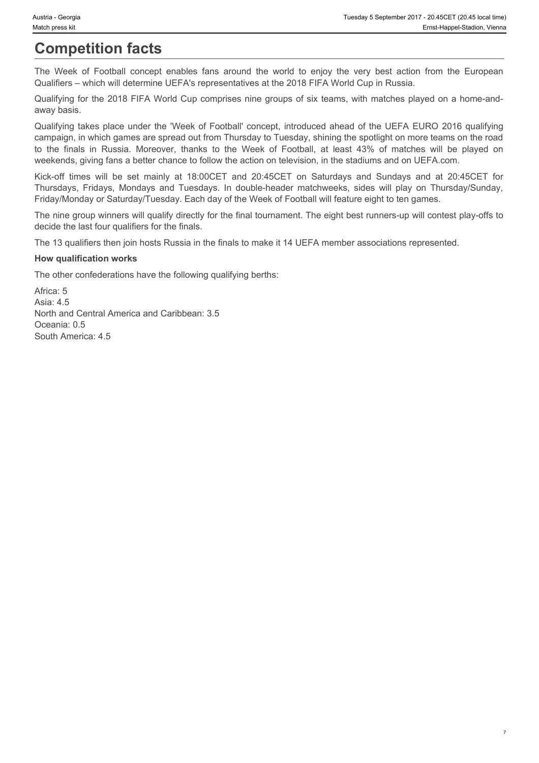# Competition facts

The Week of Football concept enables fans around the world to enjoy the very best action from the European Qualifiers – which will determine UEFA's representatives at the 2018 FIFA World Cup in Russia.

Qualifying for the 2018 FIFA World Cup comprises nine groups of six teams, with matches played on a home-and-away basis.

Qualifying takes place under the 'Week of Football' concept, introduced ahead of the UEFA EURO 2016 qualifying campaign, in which games are spread out from Thursday to Tuesday, shining the spotlight on more teams on the road to the finals in Russia. Moreover, thanks to the Week of Football, at least 43% of matches will be played on weekends, giving fans a better chance to follow the action on television, in the stadiums and on UEFA.com.

Kick-off times will be set mainly at 18:00CET and 20:45CET on Saturdays and Sundays and at 20:45CET for Thursdays, Fridays, Mondays and Tuesdays. In double-header matchweeks, sides will play on Thursday/Sunday, Friday/Monday or Saturday/Tuesday. Each day of the Week of Football will feature eight to ten games.

The nine group winners will qualify directly for the final tournament. The eight best runners-up will contest play-offs to decide the last four qualifiers for the finals.

The 13 qualifiers then join hosts Russia in the finals to make it 14 UEFA member associations represented.

**How qualification works**

The other confederations have the following qualifying berths:

Africa: 5
Asia: 4.5
North and Central America and Caribbean: 3.5
Oceania: 0.5
South America: 4.5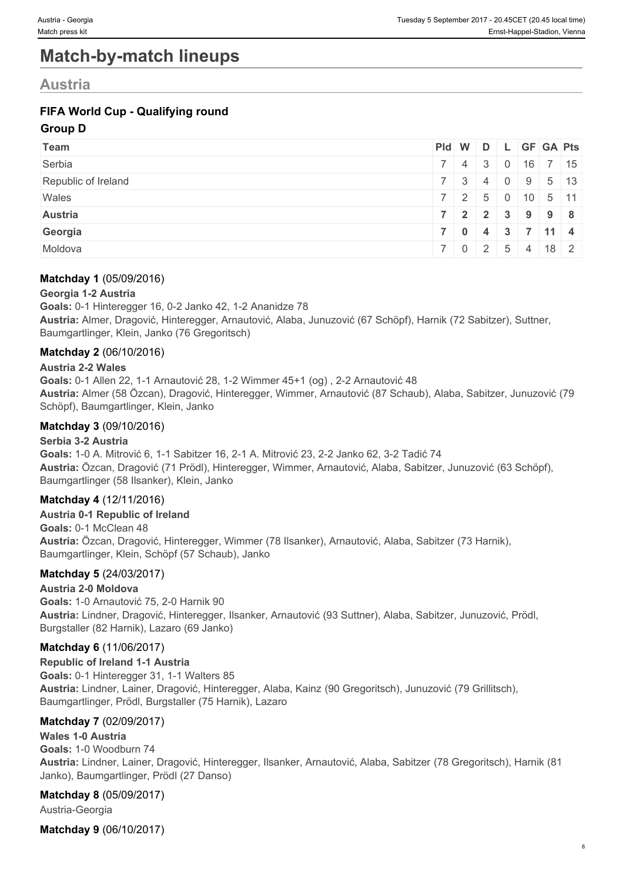# Match-by-match lineups

## Austria

### FIFA World Cup - Qualifying round

#### Group D

| Team | Pld | W | D | L | GF | GA | Pts |
|---|---|---|---|---|---|---|---|
| Serbia | 7 | 4 | 3 | 0 | 16 | 7 | 15 |
| Republic of Ireland | 7 | 3 | 4 | 0 | 9 | 5 | 13 |
| Wales | 7 | 2 | 5 | 0 | 10 | 5 | 11 |
| **Austria** | **7** | **2** | **2** | **3** | **9** | **9** | **8** |
| **Georgia** | **7** | **0** | **4** | **3** | **7** | **11** | **4** |
| Moldova | 7 | 0 | 2 | 5 | 4 | 18 | 2 |

**Matchday 1** (05/09/2016)

**Georgia 1-2 Austria**

**Goals:** 0-1 Hinteregger 16, 0-2 Janko 42, 1-2 Ananidze 78

**Austria:** Almer, Dragović, Hinteregger, Arnautović, Alaba, Junuzović (67 Schöpf), Harnik (72 Sabitzer), Suttner, Baumgartlinger, Klein, Janko (76 Gregoritsch)

**Matchday 2** (06/10/2016)

**Austria 2-2 Wales**

**Goals:** 0-1 Allen 22, 1-1 Arnautović 28, 1-2 Wimmer 45+1 (og) , 2-2 Arnautović 48

**Austria:** Almer (58 Özcan), Dragović, Hinteregger, Wimmer, Arnautović (87 Schaub), Alaba, Sabitzer, Junuzović (79 Schöpf), Baumgartlinger, Klein, Janko

**Matchday 3** (09/10/2016)

**Serbia 3-2 Austria**

**Goals:** 1-0 A. Mitrović 6, 1-1 Sabitzer 16, 2-1 A. Mitrović 23, 2-2 Janko 62, 3-2 Tadić 74

**Austria:** Özcan, Dragović (71 Prödl), Hinteregger, Wimmer, Arnautović, Alaba, Sabitzer, Junuzović (63 Schöpf), Baumgartlinger (58 Ilsanker), Klein, Janko

**Matchday 4** (12/11/2016)

**Austria 0-1 Republic of Ireland**

**Goals:** 0-1 McClean 48

**Austria:** Özcan, Dragović, Hinteregger, Wimmer (78 Ilsanker), Arnautović, Alaba, Sabitzer (73 Harnik), Baumgartlinger, Klein, Schöpf (57 Schaub), Janko

**Matchday 5** (24/03/2017)

**Austria 2-0 Moldova**

**Goals:** 1-0 Arnautović 75, 2-0 Harnik 90

**Austria:** Lindner, Dragović, Hinteregger, Ilsanker, Arnautović (93 Suttner), Alaba, Sabitzer, Junuzović, Prödl, Burgstaller (82 Harnik), Lazaro (69 Janko)

**Matchday 6** (11/06/2017)

**Republic of Ireland 1-1 Austria**

**Goals:** 0-1 Hinteregger 31, 1-1 Walters 85

**Austria:** Lindner, Lainer, Dragović, Hinteregger, Alaba, Kainz (90 Gregoritsch), Junuzović (79 Grillitsch), Baumgartlinger, Prödl, Burgstaller (75 Harnik), Lazaro

**Matchday 7** (02/09/2017)

**Wales 1-0 Austria**

**Goals:** 1-0 Woodburn 74

**Austria:** Lindner, Lainer, Dragović, Hinteregger, Ilsanker, Arnautović, Alaba, Sabitzer (78 Gregoritsch), Harnik (81 Janko), Baumgartlinger, Prödl (27 Danso)

**Matchday 8** (05/09/2017)

Austria-Georgia

**Matchday 9** (06/10/2017)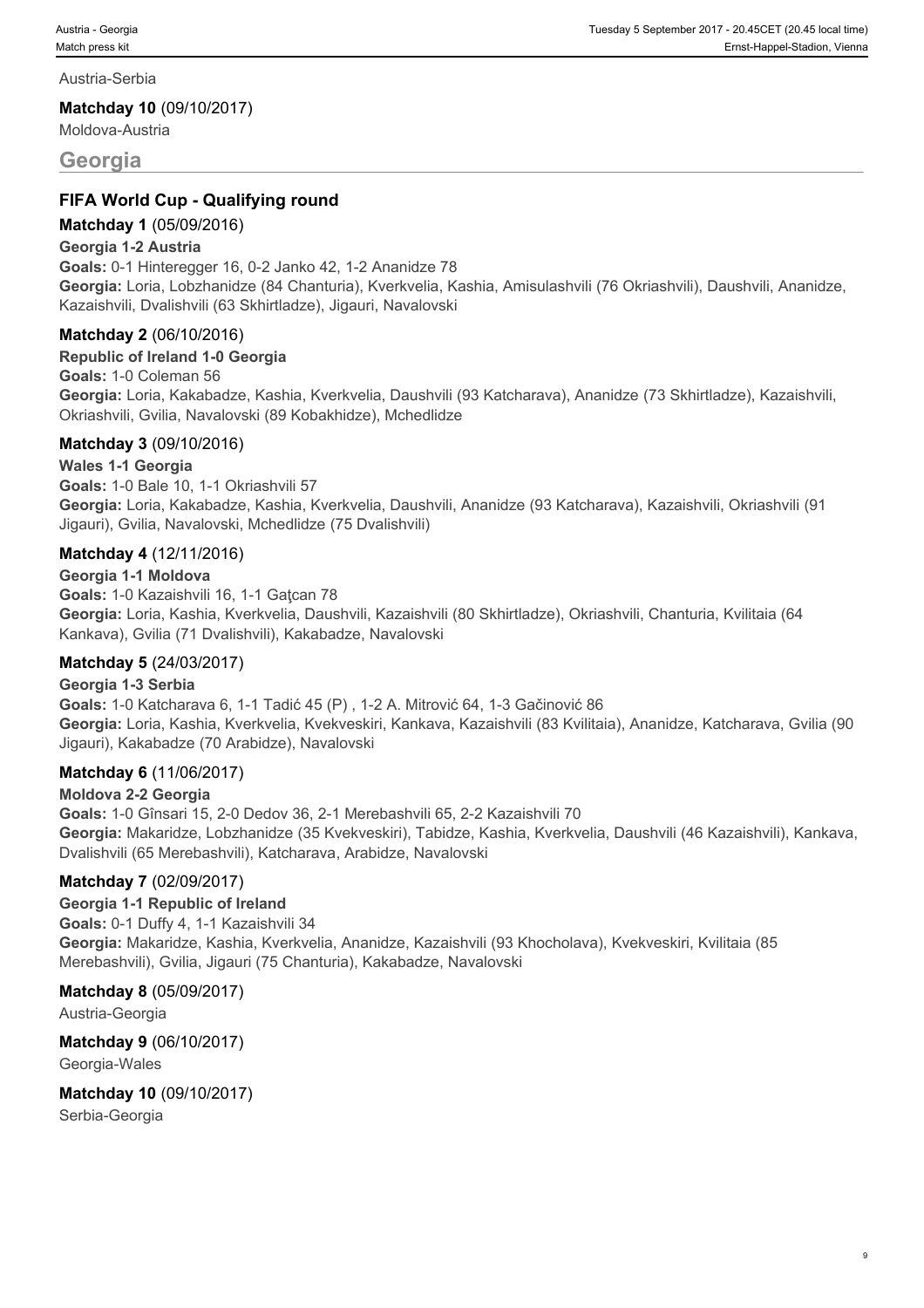Austria-Serbia

**Matchday 10** (09/10/2017)

Moldova-Austria

## Georgia

### FIFA World Cup - Qualifying round

**Matchday 1** (05/09/2016)

**Georgia 1-2 Austria**

**Goals:** 0-1 Hinteregger 16, 0-2 Janko 42, 1-2 Ananidze 78

**Georgia:** Loria, Lobzhanidze (84 Chanturia), Kverkvelia, Kashia, Amisulashvili (76 Okriashvili), Daushvili, Ananidze, Kazaishvili, Dvalishvili (63 Skhirtladze), Jigauri, Navalovski

**Matchday 2** (06/10/2016)

**Republic of Ireland 1-0 Georgia**

**Goals:** 1-0 Coleman 56

**Georgia:** Loria, Kakabadze, Kashia, Kverkvelia, Daushvili (93 Katcharava), Ananidze (73 Skhirtladze), Kazaishvili, Okriashvili, Gvilia, Navalovski (89 Kobakhidze), Mchedlidze

**Matchday 3** (09/10/2016)

**Wales 1-1 Georgia**

**Goals:** 1-0 Bale 10, 1-1 Okriashvili 57

**Georgia:** Loria, Kakabadze, Kashia, Kverkvelia, Daushvili, Ananidze (93 Katcharava), Kazaishvili, Okriashvili (91 Jigauri), Gvilia, Navalovski, Mchedlidze (75 Dvalishvili)

**Matchday 4** (12/11/2016)

**Georgia 1-1 Moldova**

**Goals:** 1-0 Kazaishvili 16, 1-1 Gaţcan 78

**Georgia:** Loria, Kashia, Kverkvelia, Daushvili, Kazaishvili (80 Skhirtladze), Okriashvili, Chanturia, Kvilitaia (64 Kankava), Gvilia (71 Dvalishvili), Kakabadze, Navalovski

**Matchday 5** (24/03/2017)

**Georgia 1-3 Serbia**

**Goals:** 1-0 Katcharava 6, 1-1 Tadić 45 (P) , 1-2 A. Mitrović 64, 1-3 Gačinović 86

**Georgia:** Loria, Kashia, Kverkvelia, Kvekveskiri, Kankava, Kazaishvili (83 Kvilitaia), Ananidze, Katcharava, Gvilia (90 Jigauri), Kakabadze (70 Arabidze), Navalovski

**Matchday 6** (11/06/2017)

**Moldova 2-2 Georgia**

**Goals:** 1-0 Gînsari 15, 2-0 Dedov 36, 2-1 Merebashvili 65, 2-2 Kazaishvili 70

**Georgia:** Makaridze, Lobzhanidze (35 Kvekveskiri), Tabidze, Kashia, Kverkvelia, Daushvili (46 Kazaishvili), Kankava, Dvalishvili (65 Merebashvili), Katcharava, Arabidze, Navalovski

**Matchday 7** (02/09/2017)

**Georgia 1-1 Republic of Ireland**

**Goals:** 0-1 Duffy 4, 1-1 Kazaishvili 34

**Georgia:** Makaridze, Kashia, Kverkvelia, Ananidze, Kazaishvili (93 Khocholava), Kvekveskiri, Kvilitaia (85 Merebashvili), Gvilia, Jigauri (75 Chanturia), Kakabadze, Navalovski

**Matchday 8** (05/09/2017)

Austria-Georgia

**Matchday 9** (06/10/2017)

Georgia-Wales

**Matchday 10** (09/10/2017)

Serbia-Georgia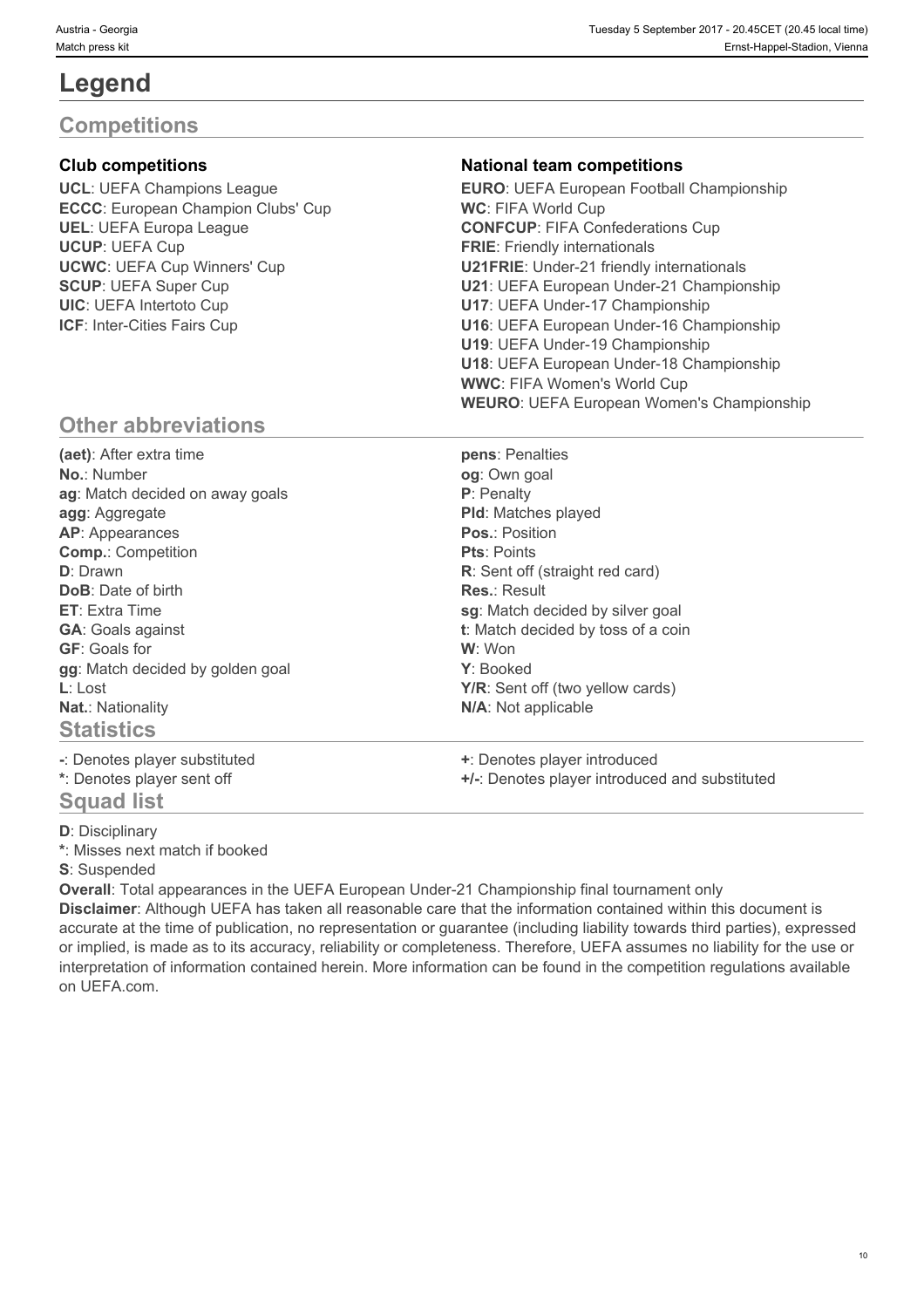# Legend

## Competitions

### Club competitions

**UCL**: UEFA Champions League
**ECCC**: European Champion Clubs' Cup
**UEL**: UEFA Europa League
**UCUP**: UEFA Cup
**UCWC**: UEFA Cup Winners' Cup
**SCUP**: UEFA Super Cup
**UIC**: UEFA Intertoto Cup
**ICF**: Inter-Cities Fairs Cup

### National team competitions

**EURO**: UEFA European Football Championship
**WC**: FIFA World Cup
**CONFCUP**: FIFA Confederations Cup
**FRIE**: Friendly internationals
**U21FRIE**: Under-21 friendly internationals
**U21**: UEFA European Under-21 Championship
**U17**: UEFA Under-17 Championship
**U16**: UEFA European Under-16 Championship
**U19**: UEFA Under-19 Championship
**U18**: UEFA European Under-18 Championship
**WWC**: FIFA Women's World Cup
**WEURO**: UEFA European Women's Championship

## Other abbreviations

**(aet)**: After extra time
**No.**: Number
**ag**: Match decided on away goals
**agg**: Aggregate
**AP**: Appearances
**Comp.**: Competition
**D**: Drawn
**DoB**: Date of birth
**ET**: Extra Time
**GA**: Goals against
**GF**: Goals for
**gg**: Match decided by golden goal
**L**: Lost
**Nat.**: Nationality
**pens**: Penalties
**og**: Own goal
**P**: Penalty
**Pld**: Matches played
**Pos.**: Position
**Pts**: Points
**R**: Sent off (straight red card)
**Res.**: Result
**sg**: Match decided by silver goal
**t**: Match decided by toss of a coin
**W**: Won
**Y**: Booked
**Y/R**: Sent off (two yellow cards)
**N/A**: Not applicable

## Statistics

**-**: Denotes player substituted
**\***: Denotes player sent off
**+**: Denotes player introduced
**+/-**: Denotes player introduced and substituted

## Squad list

**D**: Disciplinary
**\***: Misses next match if booked
**S**: Suspended
**Overall**: Total appearances in the UEFA European Under-21 Championship final tournament only
**Disclaimer**: Although UEFA has taken all reasonable care that the information contained within this document is accurate at the time of publication, no representation or guarantee (including liability towards third parties), expressed or implied, is made as to its accuracy, reliability or completeness. Therefore, UEFA assumes no liability for the use or interpretation of information contained herein. More information can be found in the competition regulations available on UEFA.com.